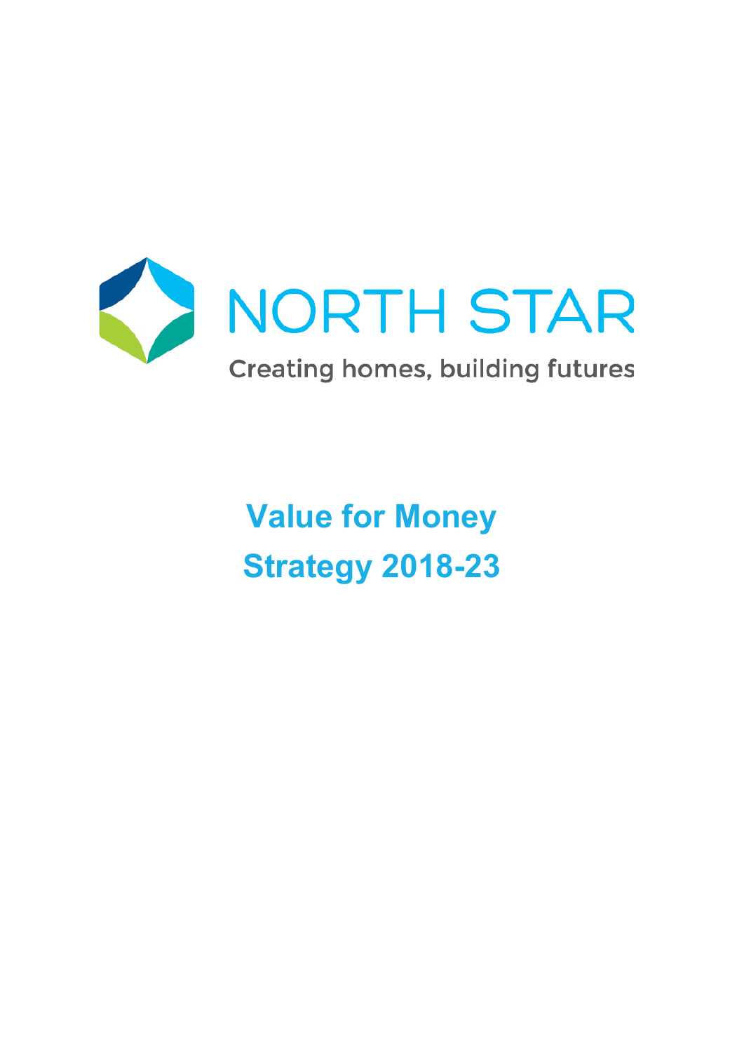NORTH STAR

Creating homes, building futures

# Value for Money Strategy 2018-23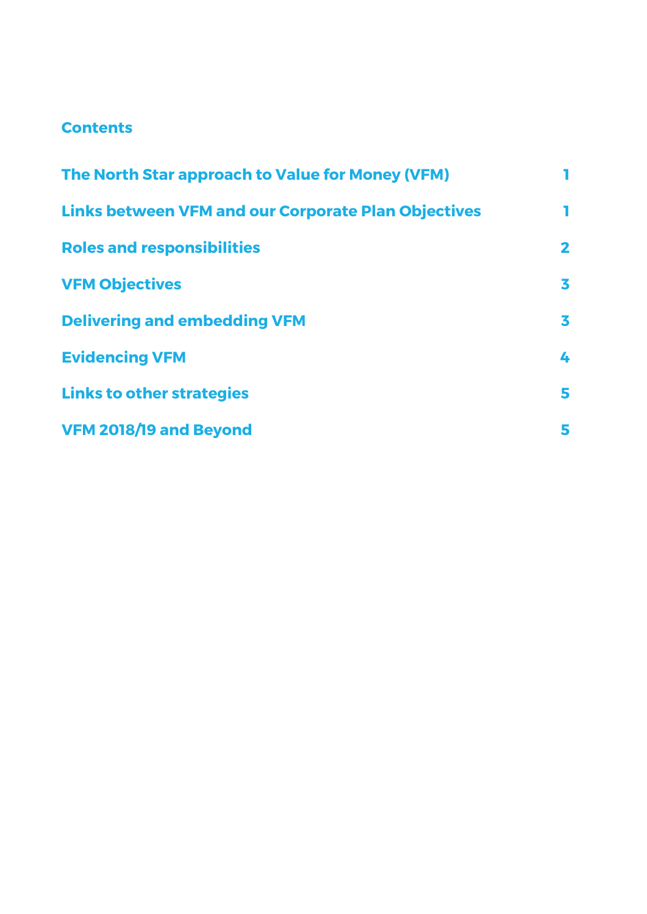## Contents

| | |
|---|---|
| The North Star approach to Value for Money (VFM) | 1 |
| Links between VFM and our Corporate Plan Objectives | 1 |
| Roles and responsibilities | 2 |
| VFM Objectives | 3 |
| Delivering and embedding VFM | 3 |
| Evidencing VFM | 4 |
| Links to other strategies | 5 |
| VFM 2018/19 and Beyond | 5 |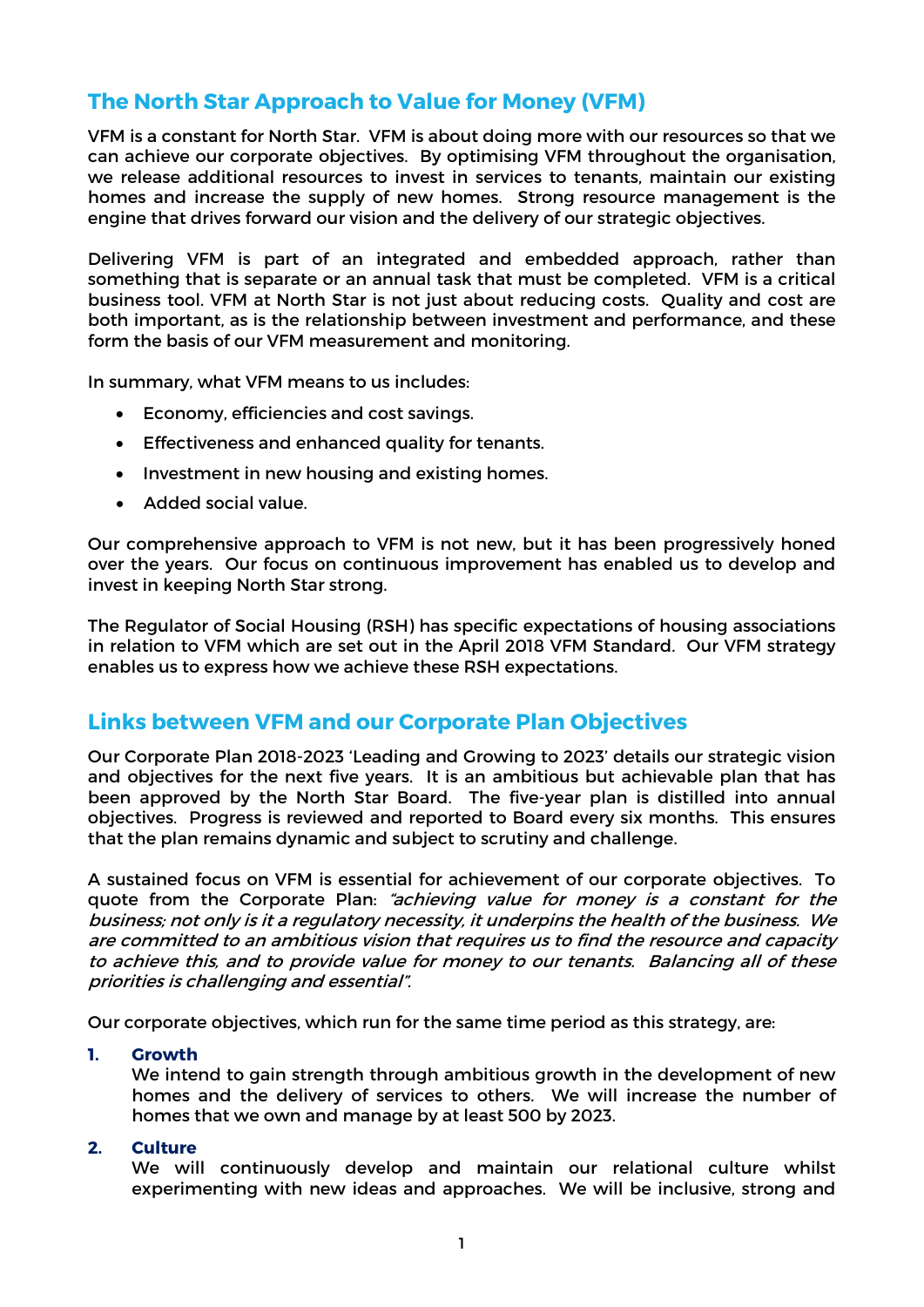## The North Star Approach to Value for Money (VFM)

VFM is a constant for North Star. VFM is about doing more with our resources so that we can achieve our corporate objectives. By optimising VFM throughout the organisation, we release additional resources to invest in services to tenants, maintain our existing homes and increase the supply of new homes. Strong resource management is the engine that drives forward our vision and the delivery of our strategic objectives.

Delivering VFM is part of an integrated and embedded approach, rather than something that is separate or an annual task that must be completed. VFM is a critical business tool. VFM at North Star is not just about reducing costs. Quality and cost are both important, as is the relationship between investment and performance, and these form the basis of our VFM measurement and monitoring.

In summary, what VFM means to us includes:

- Economy, efficiencies and cost savings.
- Effectiveness and enhanced quality for tenants.
- Investment in new housing and existing homes.
- Added social value.

Our comprehensive approach to VFM is not new, but it has been progressively honed over the years. Our focus on continuous improvement has enabled us to develop and invest in keeping North Star strong.

The Regulator of Social Housing (RSH) has specific expectations of housing associations in relation to VFM which are set out in the April 2018 VFM Standard. Our VFM strategy enables us to express how we achieve these RSH expectations.

## Links between VFM and our Corporate Plan Objectives

Our Corporate Plan 2018-2023 'Leading and Growing to 2023' details our strategic vision and objectives for the next five years. It is an ambitious but achievable plan that has been approved by the North Star Board. The five-year plan is distilled into annual objectives. Progress is reviewed and reported to Board every six months. This ensures that the plan remains dynamic and subject to scrutiny and challenge.

A sustained focus on VFM is essential for achievement of our corporate objectives. To quote from the Corporate Plan: *"achieving value for money is a constant for the business; not only is it a regulatory necessity, it underpins the health of the business. We are committed to an ambitious vision that requires us to find the resource and capacity to achieve this, and to provide value for money to our tenants. Balancing all of these priorities is challenging and essential".*

Our corporate objectives, which run for the same time period as this strategy, are:

1. **Growth**
   We intend to gain strength through ambitious growth in the development of new homes and the delivery of services to others. We will increase the number of homes that we own and manage by at least 500 by 2023.

2. **Culture**
   We will continuously develop and maintain our relational culture whilst experimenting with new ideas and approaches. We will be inclusive, strong and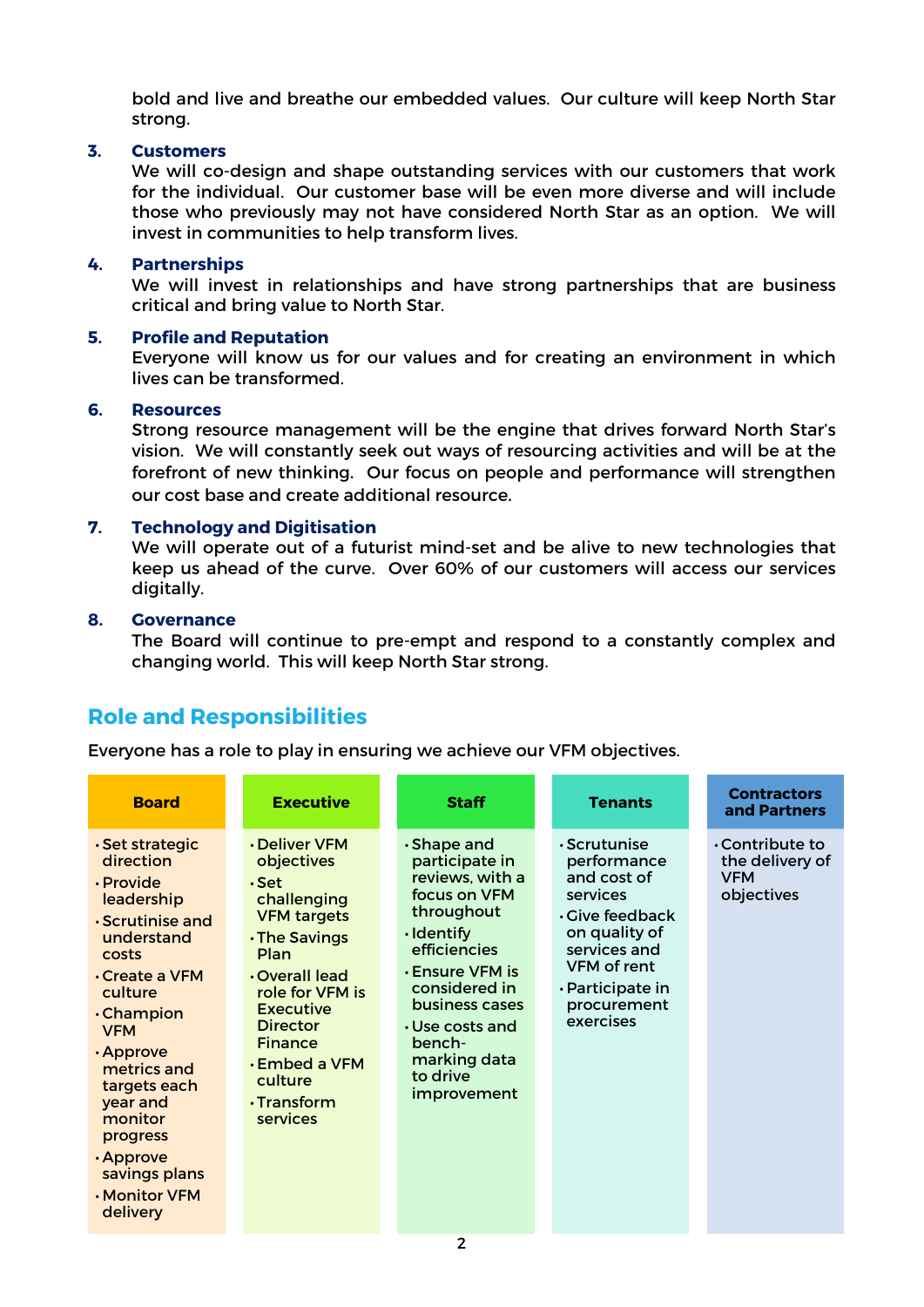bold and live and breathe our embedded values. Our culture will keep North Star strong.

3. **Customers**
   We will co-design and shape outstanding services with our customers that work for the individual. Our customer base will be even more diverse and will include those who previously may not have considered North Star as an option. We will invest in communities to help transform lives.

4. **Partnerships**
   We will invest in relationships and have strong partnerships that are business critical and bring value to North Star.

5. **Profile and Reputation**
   Everyone will know us for our values and for creating an environment in which lives can be transformed.

6. **Resources**
   Strong resource management will be the engine that drives forward North Star's vision. We will constantly seek out ways of resourcing activities and will be at the forefront of new thinking. Our focus on people and performance will strengthen our cost base and create additional resource.

7. **Technology and Digitisation**
   We will operate out of a futurist mind-set and be alive to new technologies that keep us ahead of the curve. Over 60% of our customers will access our services digitally.

8. **Governance**
   The Board will continue to pre-empt and respond to a constantly complex and changing world. This will keep North Star strong.

## Role and Responsibilities

Everyone has a role to play in ensuring we achieve our VFM objectives.

| Board | Executive | Staff | Tenants | Contractors and Partners |
|---|---|---|---|---|
| • Set strategic direction<br>• Provide leadership<br>• Scrutinise and understand costs<br>• Create a VFM culture<br>• Champion VFM<br>• Approve metrics and targets each year and monitor progress<br>• Approve savings plans<br>• Monitor VFM delivery | • Deliver VFM objectives<br>• Set challenging VFM targets<br>• The Savings Plan<br>• Overall lead role for VFM is Executive Director Finance<br>• Embed a VFM culture<br>• Transform services | • Shape and participate in reviews, with a focus on VFM throughout<br>• Identify efficiencies<br>• Ensure VFM is considered in business cases<br>• Use costs and bench-marking data to drive improvement | • Scrutunise performance and cost of services<br>• Give feedback on quality of services and VFM of rent<br>• Participate in procurement exercises | • Contribute to the delivery of VFM objectives |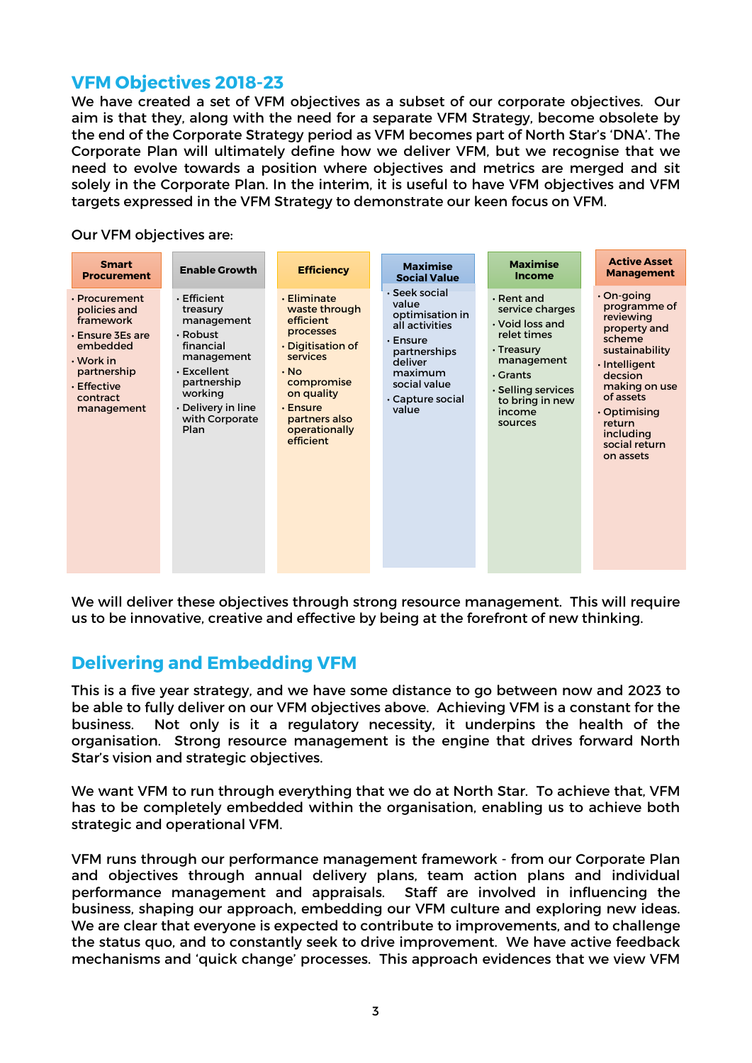## VFM Objectives 2018-23

We have created a set of VFM objectives as a subset of our corporate objectives. Our aim is that they, along with the need for a separate VFM Strategy, become obsolete by the end of the Corporate Strategy period as VFM becomes part of North Star's 'DNA'. The Corporate Plan will ultimately define how we deliver VFM, but we recognise that we need to evolve towards a position where objectives and metrics are merged and sit solely in the Corporate Plan. In the interim, it is useful to have VFM objectives and VFM targets expressed in the VFM Strategy to demonstrate our keen focus on VFM.

Our VFM objectives are:

| Smart Procurement | Enable Growth | Efficiency | Maximise Social Value | Maximise Income | Active Asset Management |
|---|---|---|---|---|---|
| • Procurement policies and framework<br>• Ensure 3Es are embedded<br>• Work in partnership<br>• Effective contract management | • Efficient treasury management<br>• Robust financial management<br>• Excellent partnership working<br>• Delivery in line with Corporate Plan | • Eliminate waste through efficient processes<br>• Digitisation of services<br>• No compromise on quality<br>• Ensure partners also operationally efficient | • Seek social value optimisation in all activities<br>• Ensure partnerships deliver maximum social value<br>• Capture social value | • Rent and service charges<br>• Void loss and relet times<br>• Treasury management<br>• Grants<br>• Selling services to bring in new income sources | • On-going programme of reviewing property and scheme sustainability<br>• Intelligent decsion making on use of assets<br>• Optimising return including social return on assets |

We will deliver these objectives through strong resource management. This will require us to be innovative, creative and effective by being at the forefront of new thinking.

## Delivering and Embedding VFM

This is a five year strategy, and we have some distance to go between now and 2023 to be able to fully deliver on our VFM objectives above. Achieving VFM is a constant for the business. Not only is it a regulatory necessity, it underpins the health of the organisation. Strong resource management is the engine that drives forward North Star's vision and strategic objectives.

We want VFM to run through everything that we do at North Star. To achieve that, VFM has to be completely embedded within the organisation, enabling us to achieve both strategic and operational VFM.

VFM runs through our performance management framework - from our Corporate Plan and objectives through annual delivery plans, team action plans and individual performance management and appraisals. Staff are involved in influencing the business, shaping our approach, embedding our VFM culture and exploring new ideas. We are clear that everyone is expected to contribute to improvements, and to challenge the status quo, and to constantly seek to drive improvement. We have active feedback mechanisms and 'quick change' processes. This approach evidences that we view VFM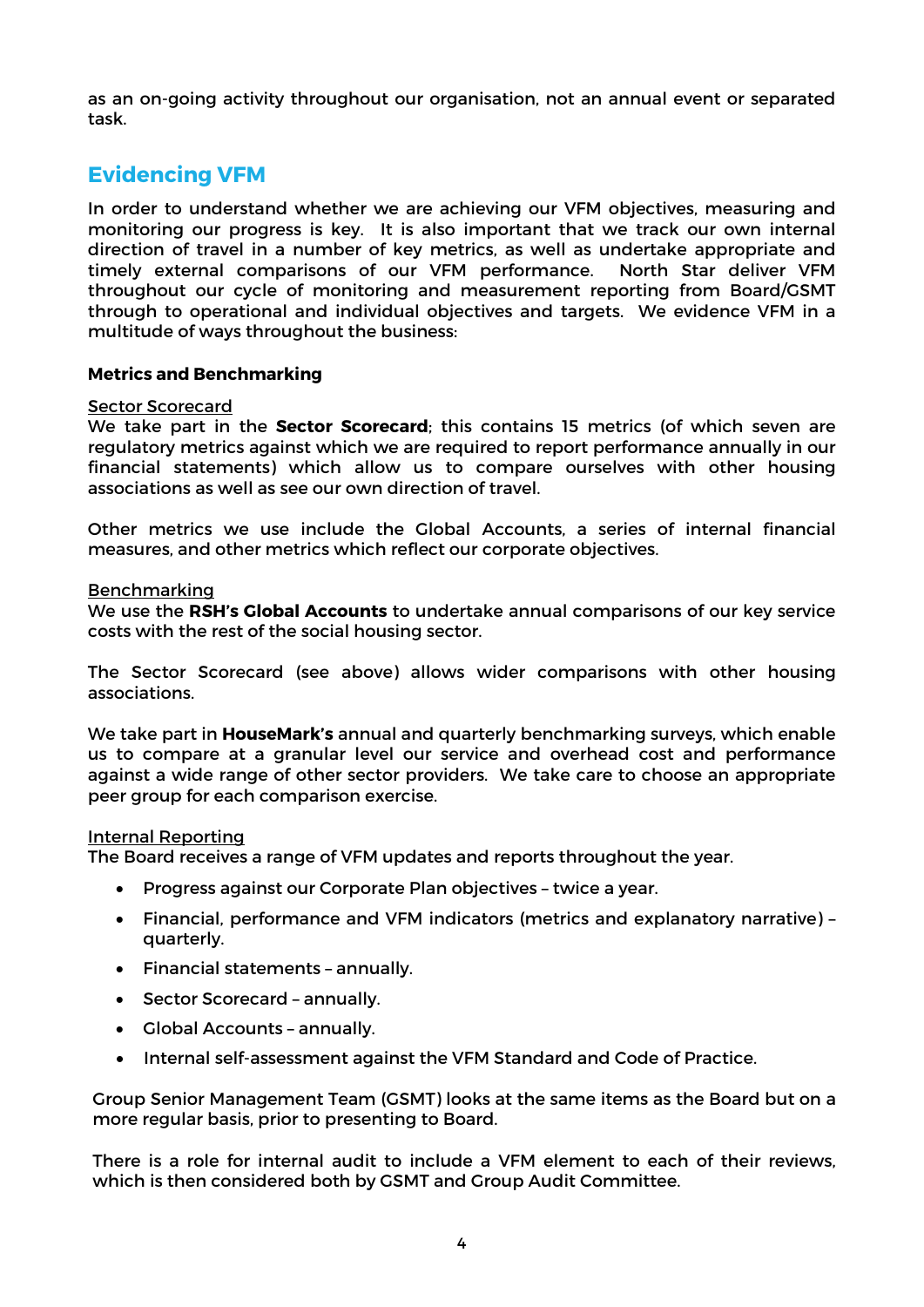as an on-going activity throughout our organisation, not an annual event or separated task.

## Evidencing VFM

In order to understand whether we are achieving our VFM objectives, measuring and monitoring our progress is key. It is also important that we track our own internal direction of travel in a number of key metrics, as well as undertake appropriate and timely external comparisons of our VFM performance. North Star deliver VFM throughout our cycle of monitoring and measurement reporting from Board/GSMT through to operational and individual objectives and targets. We evidence VFM in a multitude of ways throughout the business:

**Metrics and Benchmarking**

Sector Scorecard

We take part in the **Sector Scorecard**; this contains 15 metrics (of which seven are regulatory metrics against which we are required to report performance annually in our financial statements) which allow us to compare ourselves with other housing associations as well as see our own direction of travel.

Other metrics we use include the Global Accounts, a series of internal financial measures, and other metrics which reflect our corporate objectives.

Benchmarking

We use the **RSH's Global Accounts** to undertake annual comparisons of our key service costs with the rest of the social housing sector.

The Sector Scorecard (see above) allows wider comparisons with other housing associations.

We take part in **HouseMark's** annual and quarterly benchmarking surveys, which enable us to compare at a granular level our service and overhead cost and performance against a wide range of other sector providers. We take care to choose an appropriate peer group for each comparison exercise.

Internal Reporting

The Board receives a range of VFM updates and reports throughout the year.

- Progress against our Corporate Plan objectives – twice a year.
- Financial, performance and VFM indicators (metrics and explanatory narrative) – quarterly.
- Financial statements – annually.
- Sector Scorecard – annually.
- Global Accounts – annually.
- Internal self-assessment against the VFM Standard and Code of Practice.

Group Senior Management Team (GSMT) looks at the same items as the Board but on a more regular basis, prior to presenting to Board.

There is a role for internal audit to include a VFM element to each of their reviews, which is then considered both by GSMT and Group Audit Committee.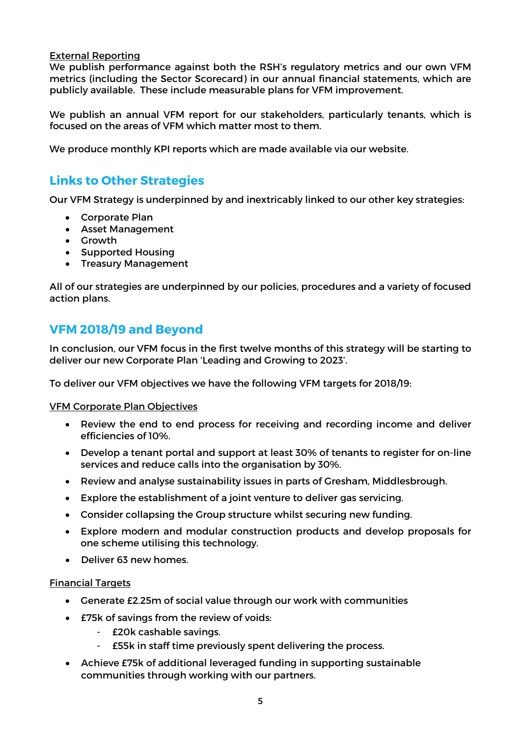External Reporting

We publish performance against both the RSH's regulatory metrics and our own VFM metrics (including the Sector Scorecard) in our annual financial statements, which are publicly available. These include measurable plans for VFM improvement.

We publish an annual VFM report for our stakeholders, particularly tenants, which is focused on the areas of VFM which matter most to them.

We produce monthly KPI reports which are made available via our website.

## Links to Other Strategies

Our VFM Strategy is underpinned by and inextricably linked to our other key strategies:

- Corporate Plan
- Asset Management
- Growth
- Supported Housing
- Treasury Management

All of our strategies are underpinned by our policies, procedures and a variety of focused action plans.

## VFM 2018/19 and Beyond

In conclusion, our VFM focus in the first twelve months of this strategy will be starting to deliver our new Corporate Plan 'Leading and Growing to 2023'.

To deliver our VFM objectives we have the following VFM targets for 2018/19:

VFM Corporate Plan Objectives

- Review the end to end process for receiving and recording income and deliver efficiencies of 10%.
- Develop a tenant portal and support at least 30% of tenants to register for on-line services and reduce calls into the organisation by 30%.
- Review and analyse sustainability issues in parts of Gresham, Middlesbrough.
- Explore the establishment of a joint venture to deliver gas servicing.
- Consider collapsing the Group structure whilst securing new funding.
- Explore modern and modular construction products and develop proposals for one scheme utilising this technology.
- Deliver 63 new homes.

Financial Targets

- Generate £2.25m of social value through our work with communities
- £75k of savings from the review of voids:
  - £20k cashable savings.
  - £55k in staff time previously spent delivering the process.
- Achieve £75k of additional leveraged funding in supporting sustainable communities through working with our partners.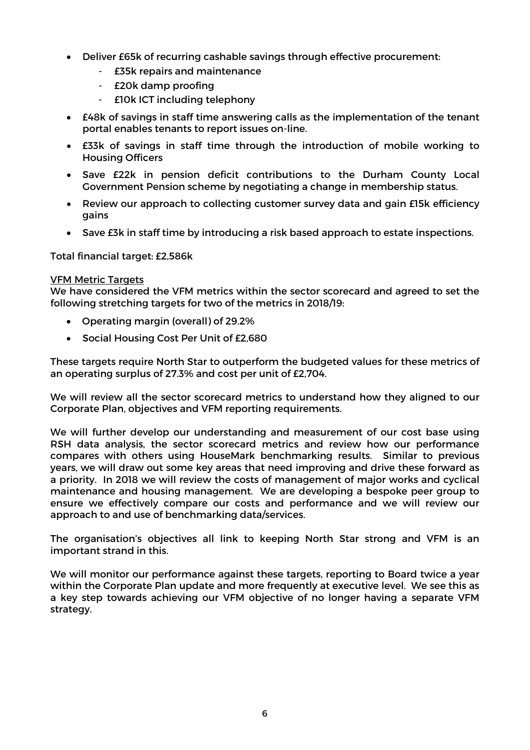- Deliver £65k of recurring cashable savings through effective procurement:
    - £35k repairs and maintenance
    - £20k damp proofing
    - £10k ICT including telephony
- £48k of savings in staff time answering calls as the implementation of the tenant portal enables tenants to report issues on-line.
- £33k of savings in staff time through the introduction of mobile working to Housing Officers
- Save £22k in pension deficit contributions to the Durham County Local Government Pension scheme by negotiating a change in membership status.
- Review our approach to collecting customer survey data and gain £15k efficiency gains
- Save £3k in staff time by introducing a risk based approach to estate inspections.

Total financial target: £2,586k

<u>VFM Metric Targets</u>

We have considered the VFM metrics within the sector scorecard and agreed to set the following stretching targets for two of the metrics in 2018/19:

- Operating margin (overall) of 29.2%
- Social Housing Cost Per Unit of £2,680

These targets require North Star to outperform the budgeted values for these metrics of an operating surplus of 27.3% and cost per unit of £2,704.

We will review all the sector scorecard metrics to understand how they aligned to our Corporate Plan, objectives and VFM reporting requirements.

We will further develop our understanding and measurement of our cost base using RSH data analysis, the sector scorecard metrics and review how our performance compares with others using HouseMark benchmarking results. Similar to previous years, we will draw out some key areas that need improving and drive these forward as a priority. In 2018 we will review the costs of management of major works and cyclical maintenance and housing management. We are developing a bespoke peer group to ensure we effectively compare our costs and performance and we will review our approach to and use of benchmarking data/services.

The organisation's objectives all link to keeping North Star strong and VFM is an important strand in this.

We will monitor our performance against these targets, reporting to Board twice a year within the Corporate Plan update and more frequently at executive level. We see this as a key step towards achieving our VFM objective of no longer having a separate VFM strategy.